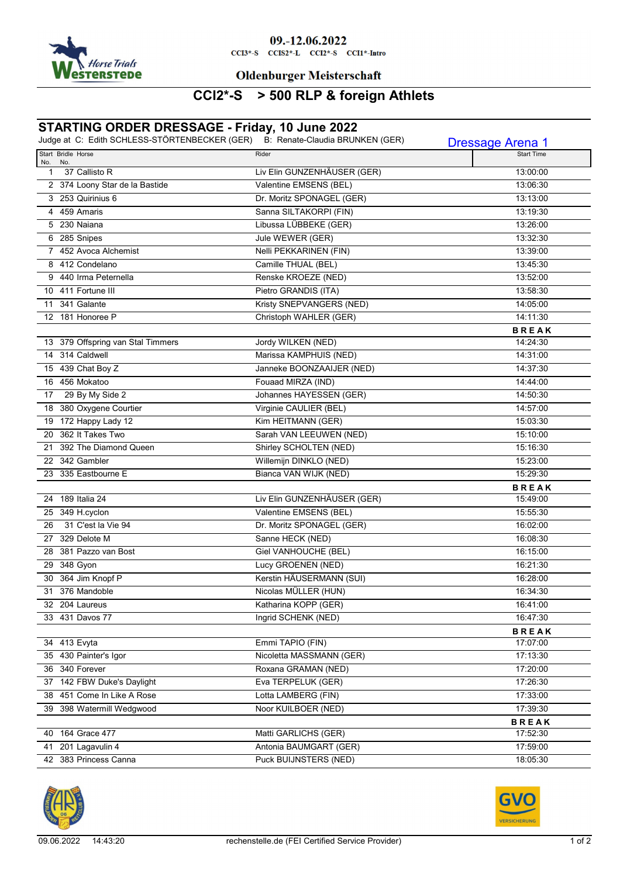**09.-12.06.2022**

CCI3*-S CCIS2*-L CCI2*-S CCI1*-Intro

**Oldenburger Meisterschaft**

# CCI2*-S > 500 RLP & foreign Athlets

## STARTING ORDER DRESSAGE - Friday, 10 June 2022

Judge at C: Edith SCHLESS-STÖRTENBECKER (GER) B: Renate-Claudia BRUNKEN (GER)

Dressage Arena 1

| Start No. | Bridle No. | Horse | Rider | Start Time |
|---|---|---|---|---|
| 1 | 37 | Callisto R | Liv Elin GUNZENHÄUSER (GER) | 13:00:00 |
| 2 | 374 | Loony Star de la Bastide | Valentine EMSENS (BEL) | 13:06:30 |
| 3 | 253 | Quirinius 6 | Dr. Moritz SPONAGEL (GER) | 13:13:00 |
| 4 | 459 | Amaris | Sanna SILTAKORPI (FIN) | 13:19:30 |
| 5 | 230 | Naiana | Libussa LÜBBEKE (GER) | 13:26:00 |
| 6 | 285 | Snipes | Jule WEWER (GER) | 13:32:30 |
| 7 | 452 | Avoca Alchemist | Nelli PEKKARINEN (FIN) | 13:39:00 |
| 8 | 412 | Condelano | Camille THUAL (BEL) | 13:45:30 |
| 9 | 440 | Irma Peternella | Renske KROEZE (NED) | 13:52:00 |
| 10 | 411 | Fortune III | Pietro GRANDIS (ITA) | 13:58:30 |
| 11 | 341 | Galante | Kristy SNEPVANGERS (NED) | 14:05:00 |
| 12 | 181 | Honoree P | Christoph WAHLER (GER) | 14:11:30 |
| | | | | **BREAK** |
| 13 | 379 | Offspring van Stal Timmers | Jordy WILKEN (NED) | 14:24:30 |
| 14 | 314 | Caldwell | Marissa KAMPHUIS (NED) | 14:31:00 |
| 15 | 439 | Chat Boy Z | Janneke BOONZAAIJER (NED) | 14:37:30 |
| 16 | 456 | Mokatoo | Fouaad MIRZA (IND) | 14:44:00 |
| 17 | 29 | By My Side 2 | Johannes HAYESSEN (GER) | 14:50:30 |
| 18 | 380 | Oxygene Courtier | Virginie CAULIER (BEL) | 14:57:00 |
| 19 | 172 | Happy Lady 12 | Kim HEITMANN (GER) | 15:03:30 |
| 20 | 362 | It Takes Two | Sarah VAN LEEUWEN (NED) | 15:10:00 |
| 21 | 392 | The Diamond Queen | Shirley SCHOLTEN (NED) | 15:16:30 |
| 22 | 342 | Gambler | Willemijn DINKLO (NED) | 15:23:00 |
| 23 | 335 | Eastbourne E | Bianca VAN WIJK (NED) | 15:29:30 |
| | | | | **BREAK** |
| 24 | 189 | Italia 24 | Liv Elin GUNZENHÄUSER (GER) | 15:49:00 |
| 25 | 349 | H.cyclon | Valentine EMSENS (BEL) | 15:55:30 |
| 26 | 31 | C'est la Vie 94 | Dr. Moritz SPONAGEL (GER) | 16:02:00 |
| 27 | 329 | Delote M | Sanne HECK (NED) | 16:08:30 |
| 28 | 381 | Pazzo van Bost | Giel VANHOUCHE (BEL) | 16:15:00 |
| 29 | 348 | Gyon | Lucy GROENEN (NED) | 16:21:30 |
| 30 | 364 | Jim Knopf P | Kerstin HÄUSERMANN (SUI) | 16:28:00 |
| 31 | 376 | Mandoble | Nicolas MÜLLER (HUN) | 16:34:30 |
| 32 | 204 | Laureus | Katharina KOPP (GER) | 16:41:00 |
| 33 | 431 | Davos 77 | Ingrid SCHENK (NED) | 16:47:30 |
| | | | | **BREAK** |
| 34 | 413 | Evyta | Emmi TAPIO (FIN) | 17:07:00 |
| 35 | 430 | Painter's Igor | Nicoletta MASSMANN (GER) | 17:13:30 |
| 36 | 340 | Forever | Roxana GRAMAN (NED) | 17:20:00 |
| 37 | 142 | FBW Duke's Daylight | Eva TERPELUK (GER) | 17:26:30 |
| 38 | 451 | Come In Like A Rose | Lotta LAMBERG (FIN) | 17:33:00 |
| 39 | 398 | Watermill Wedgwood | Noor KUILBOER (NED) | 17:39:30 |
| | | | | **BREAK** |
| 40 | 164 | Grace 477 | Matti GARLICHS (GER) | 17:52:30 |
| 41 | 201 | Lagavulin 4 | Antonia BAUMGART (GER) | 17:59:00 |
| 42 | 383 | Princess Canna | Puck BUIJNSTERS (NED) | 18:05:30 |

09.06.2022 14:43:20 rechenstelle.de (FEI Certified Service Provider)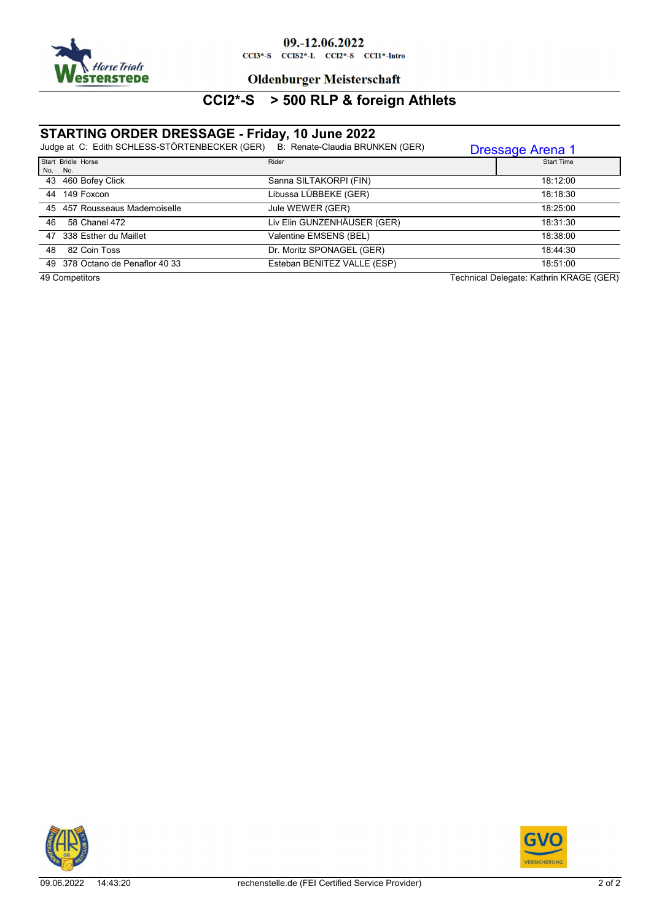09.-12.06.2022

CCI3*-S CCIS2*-L CCI2*-S CCI1*-Intro

Oldenburger Meisterschaft

# CCI2*-S > 500 RLP & foreign Athlets

## STARTING ORDER DRESSAGE - Friday, 10 June 2022

Judge at C: Edith SCHLESS-STÖRTENBECKER (GER) B: Renate-Claudia BRUNKEN (GER)

Dressage Arena 1

| Start No. | Bridle No. | Horse | Rider | Start Time |
|---|---|---|---|---|
| 43 | 460 | Bofey Click | Sanna SILTAKORPI (FIN) | 18:12:00 |
| 44 | 149 | Foxcon | Libussa LÜBBEKE (GER) | 18:18:30 |
| 45 | 457 | Rousseaus Mademoiselle | Jule WEWER (GER) | 18:25:00 |
| 46 | 58 | Chanel 472 | Liv Elin GUNZENHÄUSER (GER) | 18:31:30 |
| 47 | 338 | Esther du Maillet | Valentine EMSENS (BEL) | 18:38:00 |
| 48 | 82 | Coin Toss | Dr. Moritz SPONAGEL (GER) | 18:44:30 |
| 49 | 378 | Octano de Penaflor 40 33 | Esteban BENITEZ VALLE (ESP) | 18:51:00 |

49 Competitors

Technical Delegate: Kathrin KRAGE (GER)

09.06.2022 14:43:20 rechenstelle.de (FEI Certified Service Provider)